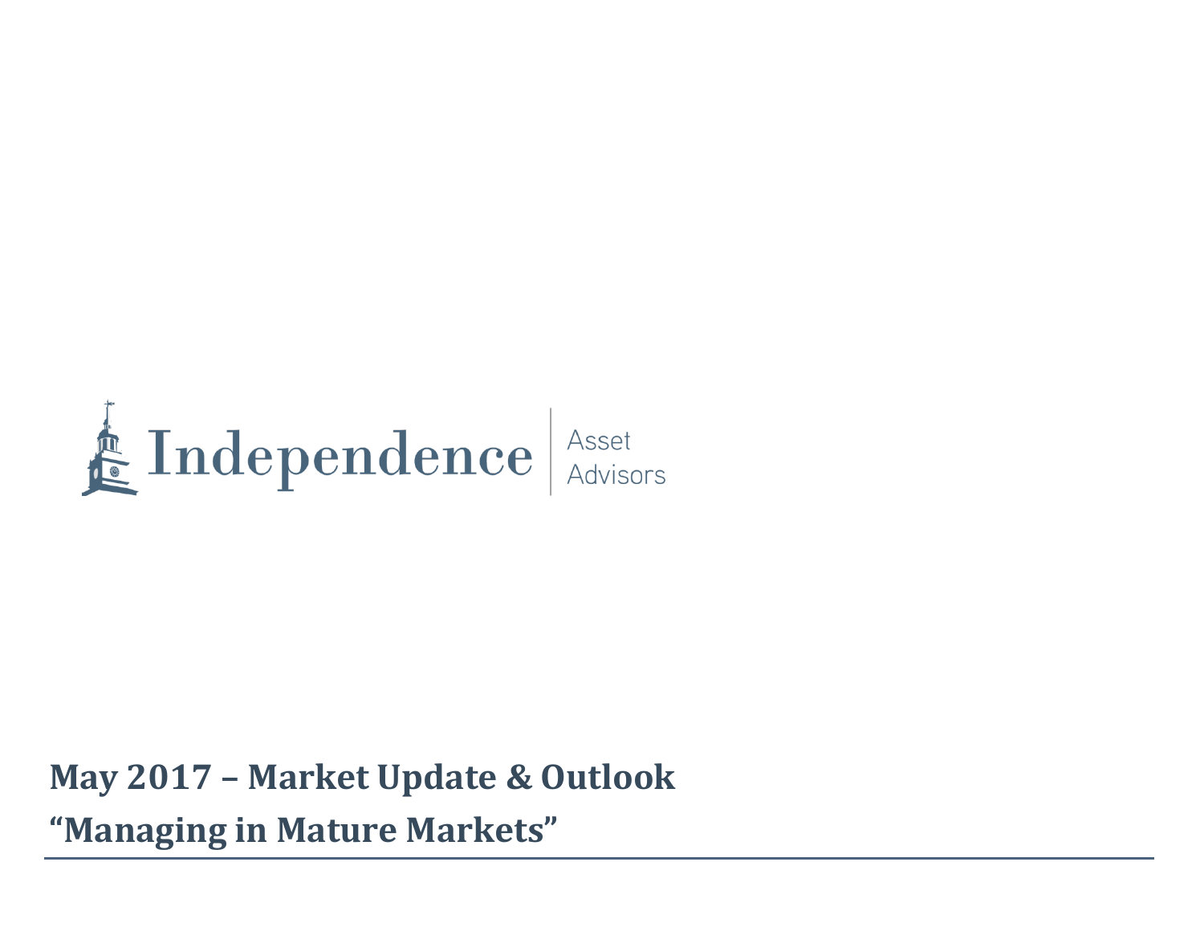Independence | Asset Advisors

# May 2017 – Market Update & Outlook

# "Managing in Mature Markets"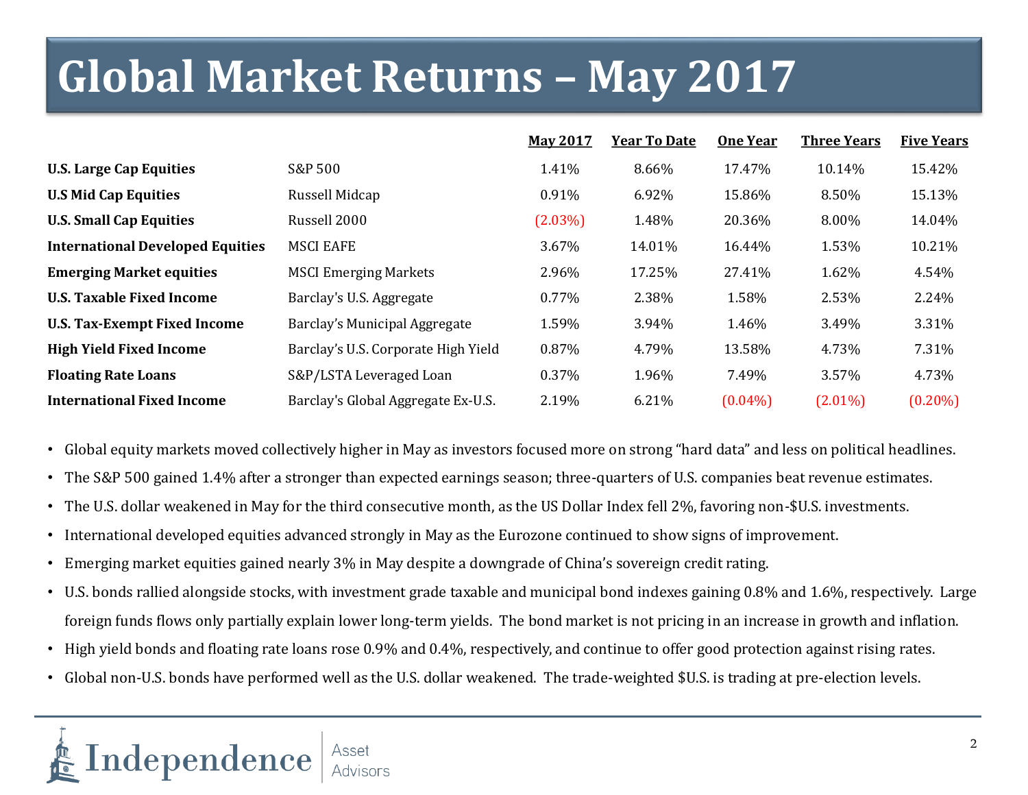# Global Market Returns – May 2017

| | | May 2017 | Year To Date | One Year | Three Years | Five Years |
|---|---|---|---|---|---|---|
| **U.S. Large Cap Equities** | S&P 500 | 1.41% | 8.66% | 17.47% | 10.14% | 15.42% |
| **U.S Mid Cap Equities** | Russell Midcap | 0.91% | 6.92% | 15.86% | 8.50% | 15.13% |
| **U.S. Small Cap Equities** | Russell 2000 | (2.03%) | 1.48% | 20.36% | 8.00% | 14.04% |
| **International Developed Equities** | MSCI EAFE | 3.67% | 14.01% | 16.44% | 1.53% | 10.21% |
| **Emerging Market equities** | MSCI Emerging Markets | 2.96% | 17.25% | 27.41% | 1.62% | 4.54% |
| **U.S. Taxable Fixed Income** | Barclay's U.S. Aggregate | 0.77% | 2.38% | 1.58% | 2.53% | 2.24% |
| **U.S. Tax-Exempt Fixed Income** | Barclay's Municipal Aggregate | 1.59% | 3.94% | 1.46% | 3.49% | 3.31% |
| **High Yield Fixed Income** | Barclay's U.S. Corporate High Yield | 0.87% | 4.79% | 13.58% | 4.73% | 7.31% |
| **Floating Rate Loans** | S&P/LSTA Leveraged Loan | 0.37% | 1.96% | 7.49% | 3.57% | 4.73% |
| **International Fixed Income** | Barclay's Global Aggregate Ex-U.S. | 2.19% | 6.21% | (0.04%) | (2.01%) | (0.20%) |

- Global equity markets moved collectively higher in May as investors focused more on strong "hard data" and less on political headlines.
- The S&P 500 gained 1.4% after a stronger than expected earnings season; three-quarters of U.S. companies beat revenue estimates.
- The U.S. dollar weakened in May for the third consecutive month, as the US Dollar Index fell 2%, favoring non-$U.S. investments.
- International developed equities advanced strongly in May as the Eurozone continued to show signs of improvement.
- Emerging market equities gained nearly 3% in May despite a downgrade of China's sovereign credit rating.
- U.S. bonds rallied alongside stocks, with investment grade taxable and municipal bond indexes gaining 0.8% and 1.6%, respectively. Large foreign funds flows only partially explain lower long-term yields. The bond market is not pricing in an increase in growth and inflation.
- High yield bonds and floating rate loans rose 0.9% and 0.4%, respectively, and continue to offer good protection against rising rates.
- Global non-U.S. bonds have performed well as the U.S. dollar weakened. The trade-weighted $U.S. is trading at pre-election levels.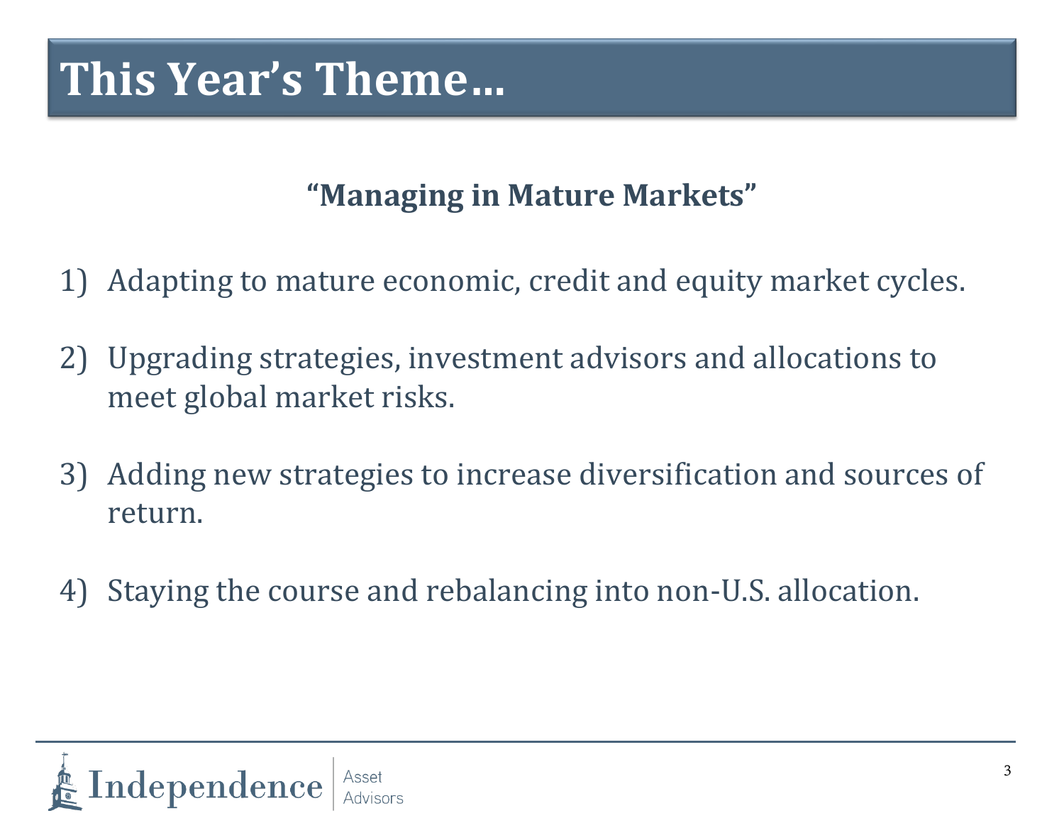# This Year's Theme…

**"Managing in Mature Markets"**

1) Adapting to mature economic, credit and equity market cycles.

2) Upgrading strategies, investment advisors and allocations to meet global market risks.

3) Adding new strategies to increase diversification and sources of return.

4) Staying the course and rebalancing into non-U.S. allocation.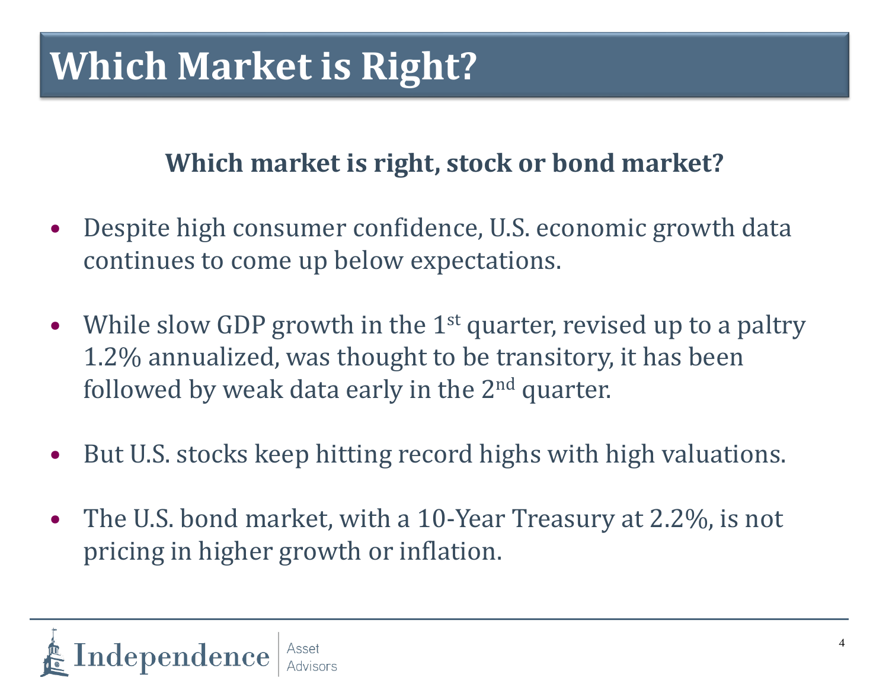# Which Market is Right?

**Which market is right, stock or bond market?**

- Despite high consumer confidence, U.S. economic growth data continues to come up below expectations.

- While slow GDP growth in the 1st quarter, revised up to a paltry 1.2% annualized, was thought to be transitory, it has been followed by weak data early in the 2nd quarter.

- But U.S. stocks keep hitting record highs with high valuations.

- The U.S. bond market, with a 10-Year Treasury at 2.2%, is not pricing in higher growth or inflation.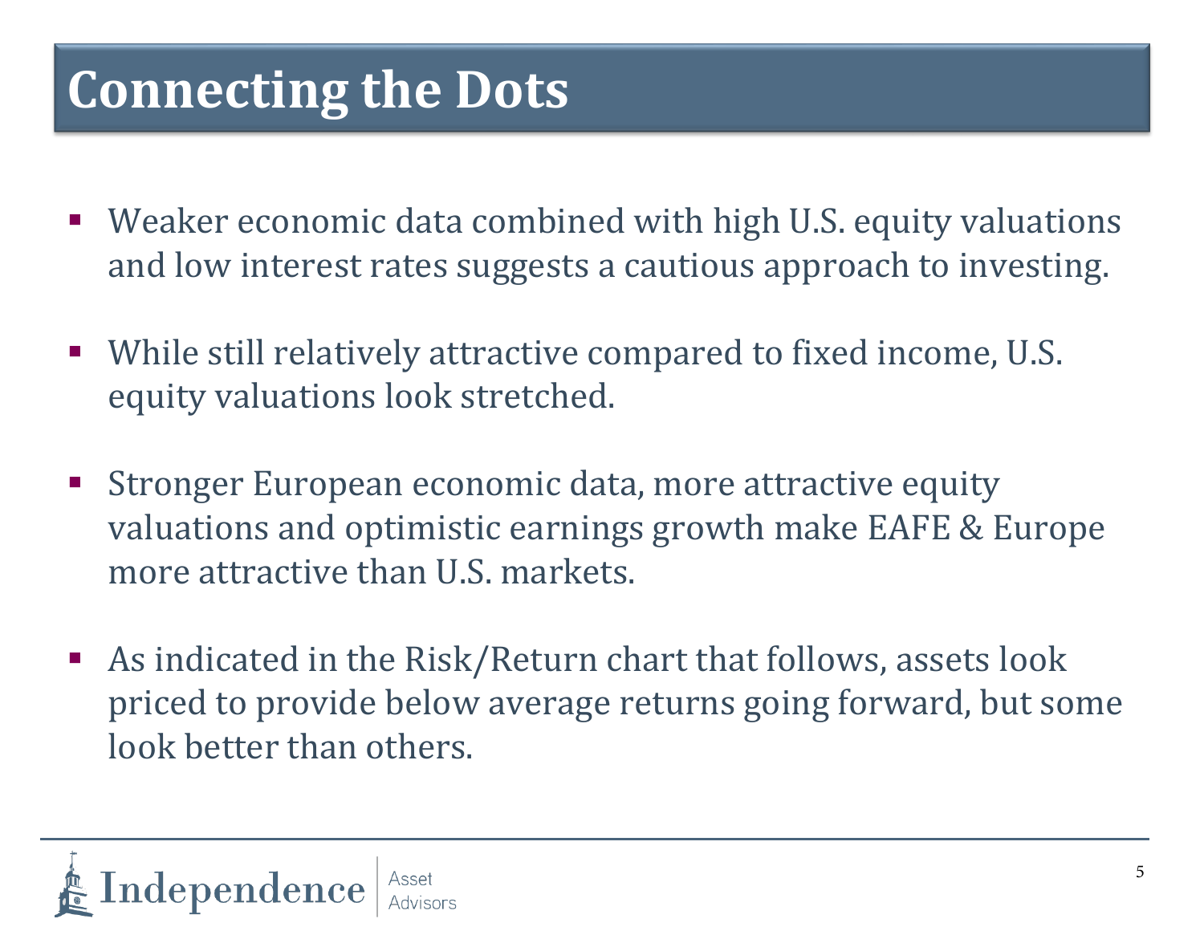# Connecting the Dots

- Weaker economic data combined with high U.S. equity valuations and low interest rates suggests a cautious approach to investing.

- While still relatively attractive compared to fixed income, U.S. equity valuations look stretched.

- Stronger European economic data, more attractive equity valuations and optimistic earnings growth make EAFE & Europe more attractive than U.S. markets.

- As indicated in the Risk/Return chart that follows, assets look priced to provide below average returns going forward, but some look better than others.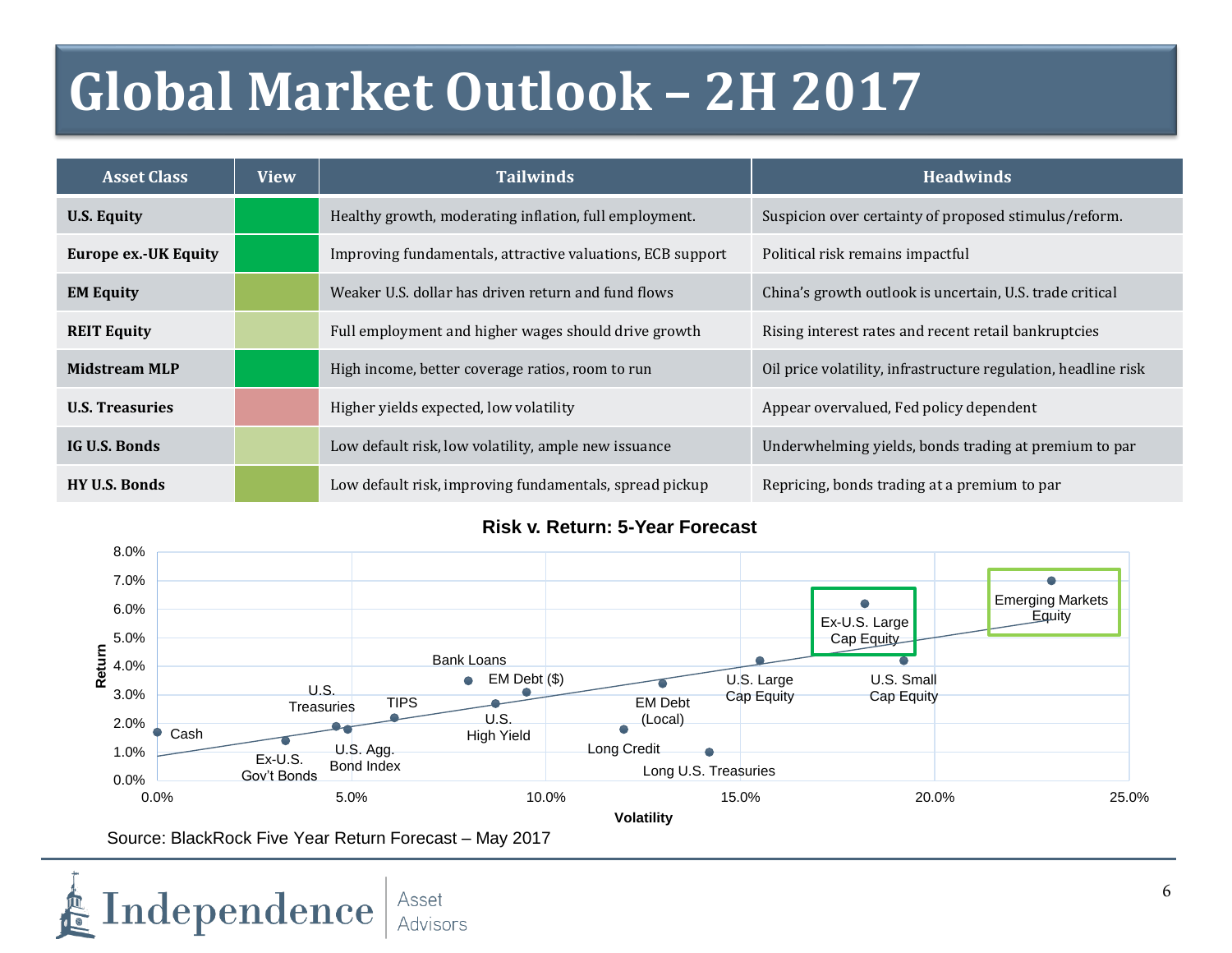# Global Market Outlook – 2H 2017

| Asset Class | View | Tailwinds | Headwinds |
|---|---|---|---|
| **U.S. Equity** | | Healthy growth, moderating inflation, full employment. | Suspicion over certainty of proposed stimulus/reform. |
| **Europe ex.-UK Equity** | | Improving fundamentals, attractive valuations, ECB support | Political risk remains impactful |
| **EM Equity** | | Weaker U.S. dollar has driven return and fund flows | China's growth outlook is uncertain, U.S. trade critical |
| **REIT Equity** | | Full employment and higher wages should drive growth | Rising interest rates and recent retail bankruptcies |
| **Midstream MLP** | | High income, better coverage ratios, room to run | Oil price volatility, infrastructure regulation, headline risk |
| **U.S. Treasuries** | | Higher yields expected, low volatility | Appear overvalued, Fed policy dependent |
| **IG U.S. Bonds** | | Low default risk, low volatility, ample new issuance | Underwhelming yields, bonds trading at premium to par |
| **HY U.S. Bonds** | | Low default risk, improving fundamentals, spread pickup | Repricing, bonds trading at a premium to par |

**Risk v. Return: 5-Year Forecast**

Return
8.0%
7.0%
6.0%
5.0%
4.0%
3.0%
2.0%
1.0%
0.0%

Volatility
0.0%
5.0%
10.0%
15.0%
20.0%
25.0%

Cash
Ex-U.S. Gov't Bonds
U.S. Treasuries
U.S. Agg. Bond Index
TIPS
Bank Loans
EM Debt ($)
U.S. High Yield
Long Credit
EM Debt (Local)
Long U.S. Treasuries
U.S. Large Cap Equity
Ex-U.S. Large Cap Equity
U.S. Small Cap Equity
Emerging Markets Equity

Source: BlackRock Five Year Return Forecast – May 2017

Independence Asset Advisors